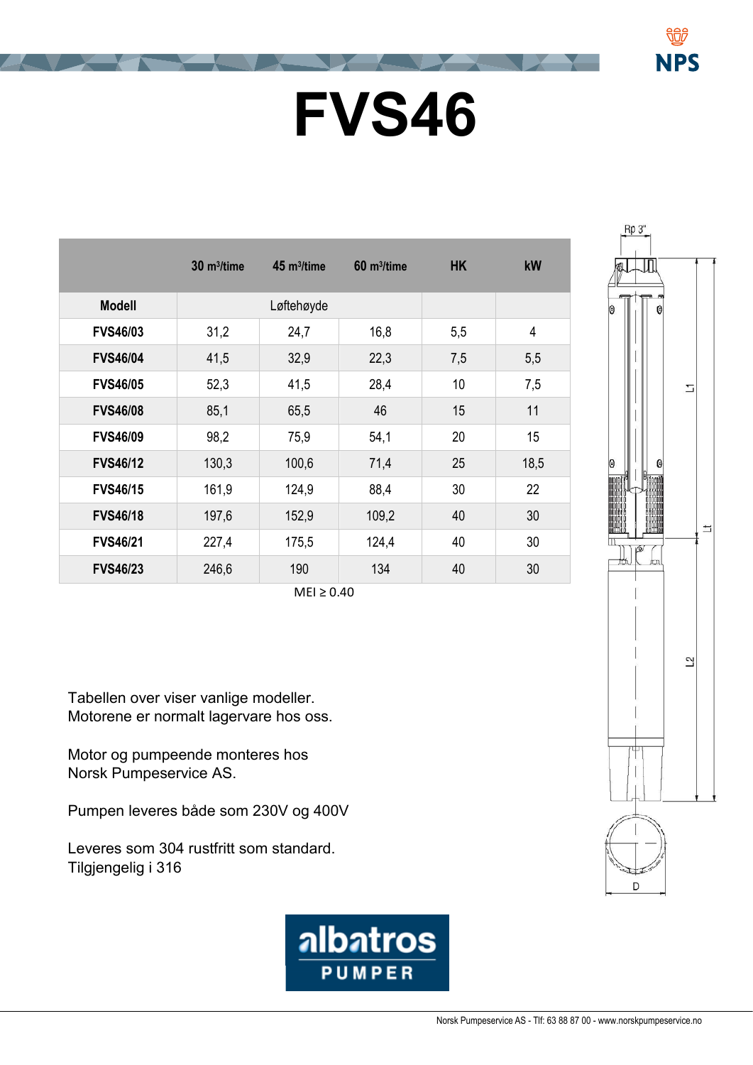# FVS46

| | 30 m³/time | 45 m³/time | 60 m³/time | HK | kW |
|---|---|---|---|---|---|
| **Modell** | Løftehøyde | | | | |
| **FVS46/03** | 31,2 | 24,7 | 16,8 | 5,5 | 4 |
| **FVS46/04** | 41,5 | 32,9 | 22,3 | 7,5 | 5,5 |
| **FVS46/05** | 52,3 | 41,5 | 28,4 | 10 | 7,5 |
| **FVS46/08** | 85,1 | 65,5 | 46 | 15 | 11 |
| **FVS46/09** | 98,2 | 75,9 | 54,1 | 20 | 15 |
| **FVS46/12** | 130,3 | 100,6 | 71,4 | 25 | 18,5 |
| **FVS46/15** | 161,9 | 124,9 | 88,4 | 30 | 22 |
| **FVS46/18** | 197,6 | 152,9 | 109,2 | 40 | 30 |
| **FVS46/21** | 227,4 | 175,5 | 124,4 | 40 | 30 |
| **FVS46/23** | 246,6 | 190 | 134 | 40 | 30 |

MEI ≥ 0.40

Tabellen over viser vanlige modeller.
Motorene er normalt lagervare hos oss.

Motor og pumpeende monteres hos
Norsk Pumpeservice AS.

Pumpen leveres både som 230V og 400V

Leveres som 304 rustfritt som standard.
Tilgjengelig i 316

Norsk Pumpeservice AS - Tlf: 63 88 87 00 - www.norskpumpeservice.no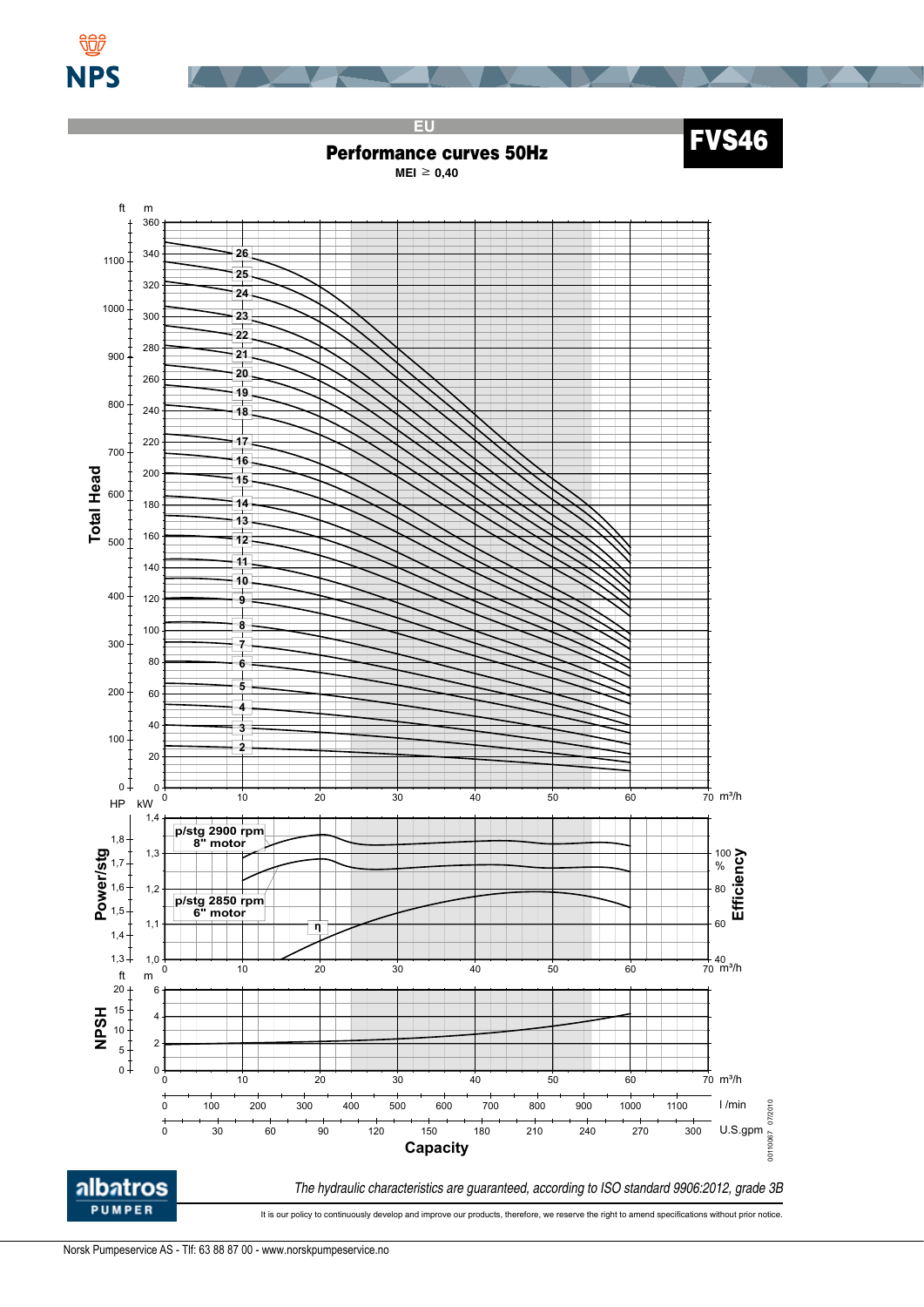NPS

EU

## Performance curves 50Hz

MEI ≥ 0,40

# FVS46

ft m

360

1100 340

320

1000 300

900 280

260

800 240

700 220

200

600 180

500 160

140

400 120

300 100

80

200 60

40

100 20

0 0

Total Head

26
25
24
23
22
21
20
19
18
17
16
15
14
13
12
11
10
9
8
7
6
5
4
3
2

0 10 20 30 40 50 60 70 m³/h

HP kW

1,4

1,8

1,3

1,7

1,6 1,2

1,5

1,4 1,1

1,3 1,0

Power/stg

p/stg 2900 rpm
8" motor

p/stg 2850 rpm
6" motor

η

100 %

80

60

40

Efficiency

0 10 20 30 40 50 60 70 m³/h

ft m

20 6

15 4

10

5 2

0 0

NPSH

0 10 20 30 40 50 60 70 m³/h

0 100 200 300 400 500 600 700 800 900 1000 1100 l /min

0 30 60 90 120 150 180 210 240 270 300 U.S.gpm

**Capacity**

00110067 07/2010

albatros PUMPER

*The hydraulic characteristics are guaranteed, according to ISO standard 9906:2012, grade 3B*

It is our policy to continuously develop and improve our products, therefore, we reserve the right to amend specifications without prior notice.

Norsk Pumpeservice AS - Tlf: 63 88 87 00 - www.norskpumpeservice.no